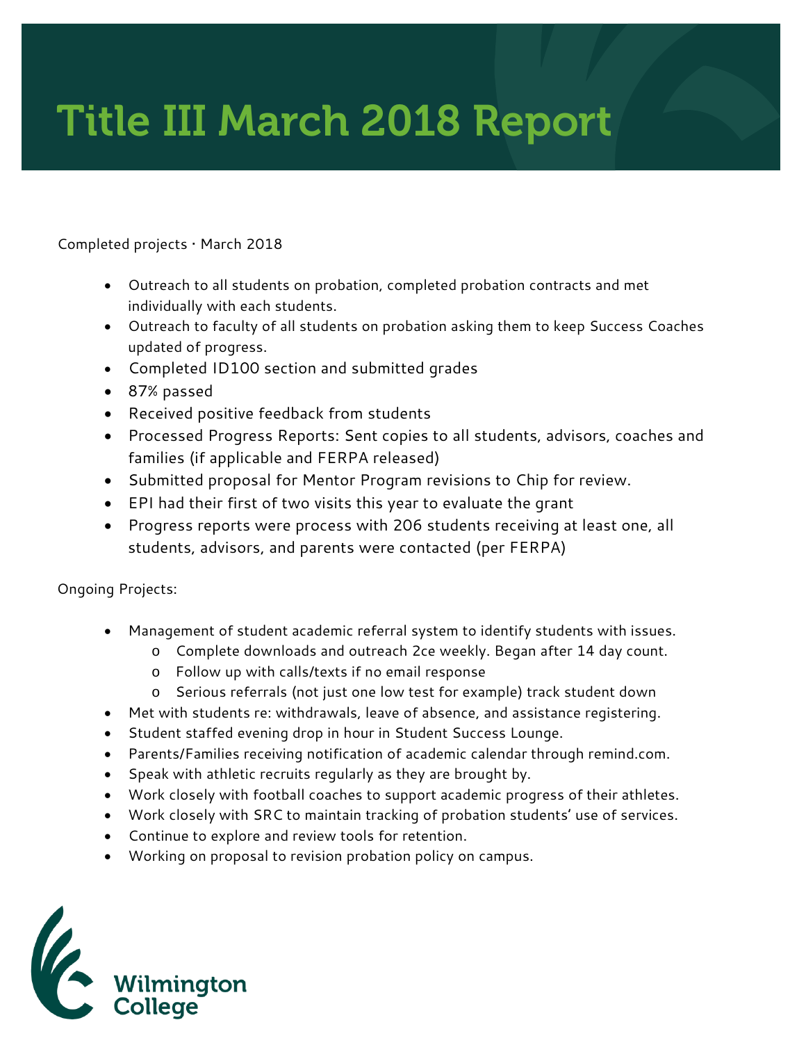# Title III March 2018 Report

Completed projects · March 2018

- Outreach to all students on probation, completed probation contracts and met individually with each students.
- Outreach to faculty of all students on probation asking them to keep Success Coaches updated of progress.
- Completed ID100 section and submitted grades
- 87% passed
- Received positive feedback from students
- Processed Progress Reports: Sent copies to all students, advisors, coaches and families (if applicable and FERPA released)
- Submitted proposal for Mentor Program revisions to Chip for review.
- EPI had their first of two visits this year to evaluate the grant
- Progress reports were process with 206 students receiving at least one, all students, advisors, and parents were contacted (per FERPA)

Ongoing Projects:

- Management of student academic referral system to identify students with issues.
  - Complete downloads and outreach 2ce weekly. Began after 14 day count.
  - Follow up with calls/texts if no email response
  - Serious referrals (not just one low test for example) track student down
- Met with students re: withdrawals, leave of absence, and assistance registering.
- Student staffed evening drop in hour in Student Success Lounge.
- Parents/Families receiving notification of academic calendar through remind.com.
- Speak with athletic recruits regularly as they are brought by.
- Work closely with football coaches to support academic progress of their athletes.
- Work closely with SRC to maintain tracking of probation students' use of services.
- Continue to explore and review tools for retention.
- Working on proposal to revision probation policy on campus.

Wilmington College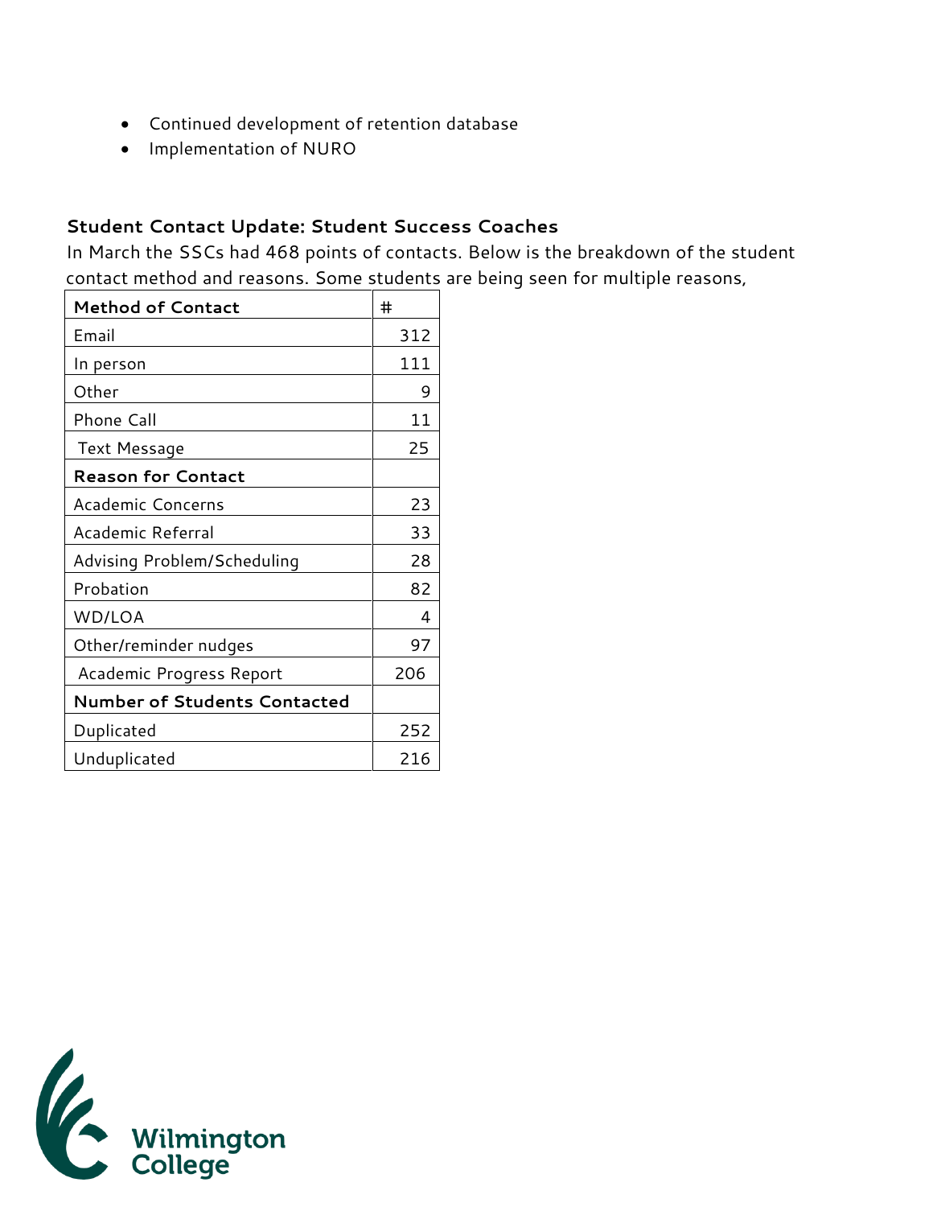- Continued development of retention database
- Implementation of NURO

### Student Contact Update: Student Success Coaches

In March the SSCs had 468 points of contacts. Below is the breakdown of the student contact method and reasons. Some students are being seen for multiple reasons,

| **Method of Contact** | # |
|---|---|
| Email | 312 |
| In person | 111 |
| Other | 9 |
| Phone Call | 11 |
| Text Message | 25 |
| **Reason for Contact** | |
| Academic Concerns | 23 |
| Academic Referral | 33 |
| Advising Problem/Scheduling | 28 |
| Probation | 82 |
| WD/LOA | 4 |
| Other/reminder nudges | 97 |
| Academic Progress Report | 206 |
| **Number of Students Contacted** | |
| Duplicated | 252 |
| Unduplicated | 216 |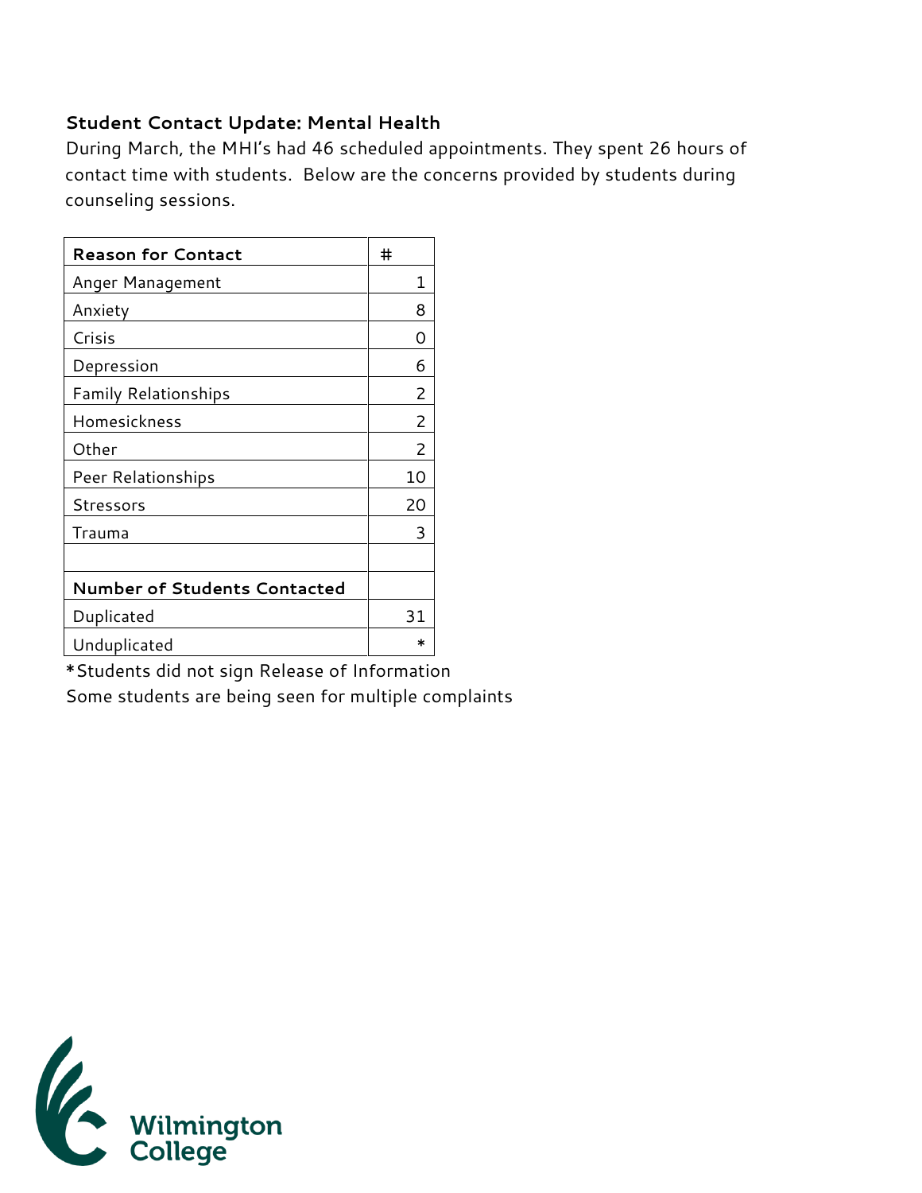**Student Contact Update: Mental Health**

During March, the MHI's had 46 scheduled appointments. They spent 26 hours of contact time with students. Below are the concerns provided by students during counseling sessions.

| Reason for Contact | # |
|---|---|
| Anger Management | 1 |
| Anxiety | 8 |
| Crisis | 0 |
| Depression | 6 |
| Family Relationships | 2 |
| Homesickness | 2 |
| Other | 2 |
| Peer Relationships | 10 |
| Stressors | 20 |
| Trauma | 3 |
| | |
| **Number of Students Contacted** | |
| Duplicated | 31 |
| Unduplicated | * |

*Students did not sign Release of Information

Some students are being seen for multiple complaints

Wilmington College